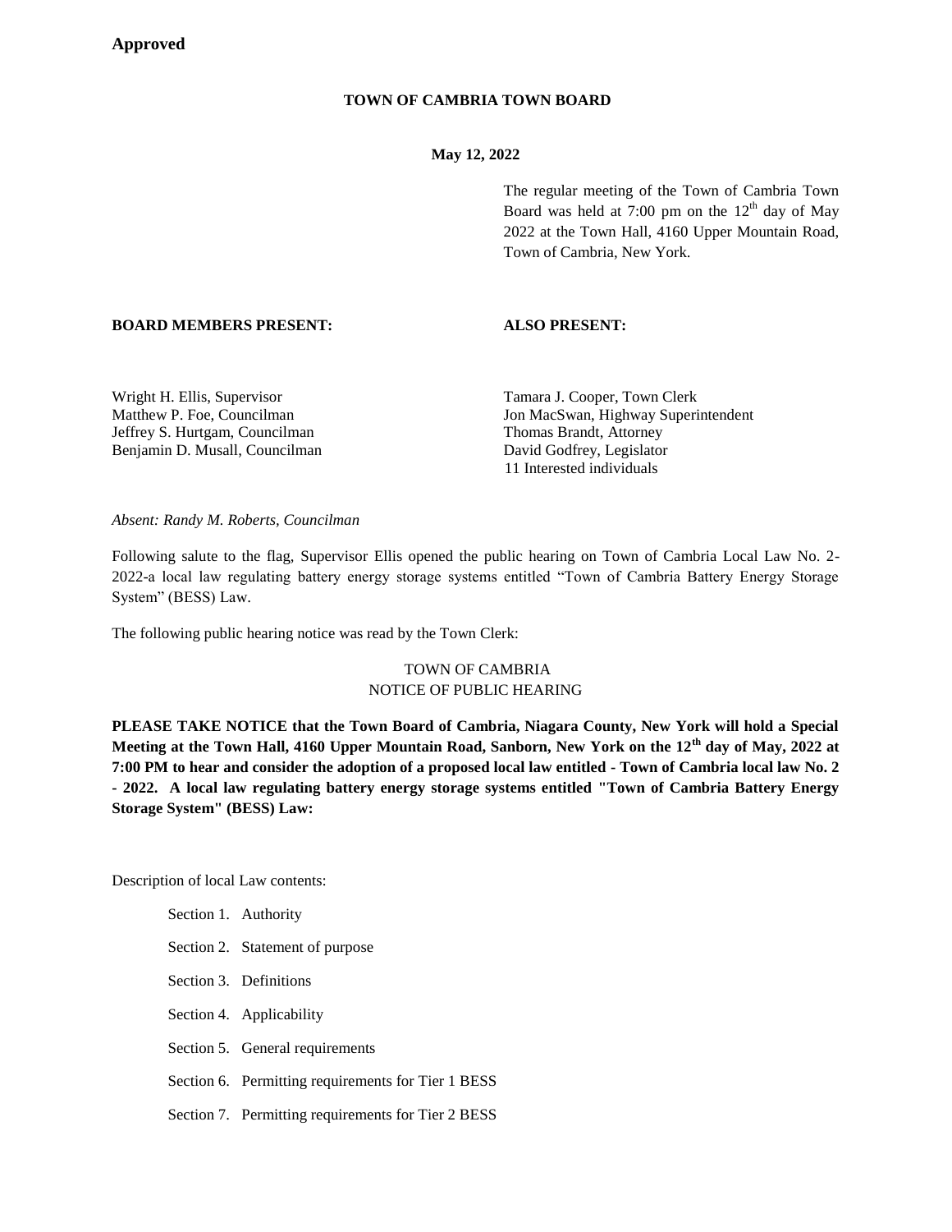**Approved**

**TOWN OF CAMBRIA TOWN BOARD**

**May 12, 2022**

The regular meeting of the Town of Cambria Town Board was held at 7:00 pm on the 12th day of May 2022 at the Town Hall, 4160 Upper Mountain Road, Town of Cambria, New York.

**BOARD MEMBERS PRESENT:**

Wright H. Ellis, Supervisor
Matthew P. Foe, Councilman
Jeffrey S. Hurtgam, Councilman
Benjamin D. Musall, Councilman

**ALSO PRESENT:**

Tamara J. Cooper, Town Clerk
Jon MacSwan, Highway Superintendent
Thomas Brandt, Attorney
David Godfrey, Legislator
11 Interested individuals

*Absent: Randy M. Roberts, Councilman*

Following salute to the flag, Supervisor Ellis opened the public hearing on Town of Cambria Local Law No. 2-2022-a local law regulating battery energy storage systems entitled "Town of Cambria Battery Energy Storage System" (BESS) Law.

The following public hearing notice was read by the Town Clerk:

TOWN OF CAMBRIA
NOTICE OF PUBLIC HEARING

**PLEASE TAKE NOTICE that the Town Board of Cambria, Niagara County, New York will hold a Special Meeting at the Town Hall, 4160 Upper Mountain Road, Sanborn, New York on the 12th day of May, 2022 at 7:00 PM to hear and consider the adoption of a proposed local law entitled - Town of Cambria local law No. 2 - 2022. A local law regulating battery energy storage systems entitled "Town of Cambria Battery Energy Storage System" (BESS) Law:**

Description of local Law contents:

Section 1. Authority

Section 2. Statement of purpose

Section 3. Definitions

Section 4. Applicability

Section 5. General requirements

Section 6. Permitting requirements for Tier 1 BESS

Section 7. Permitting requirements for Tier 2 BESS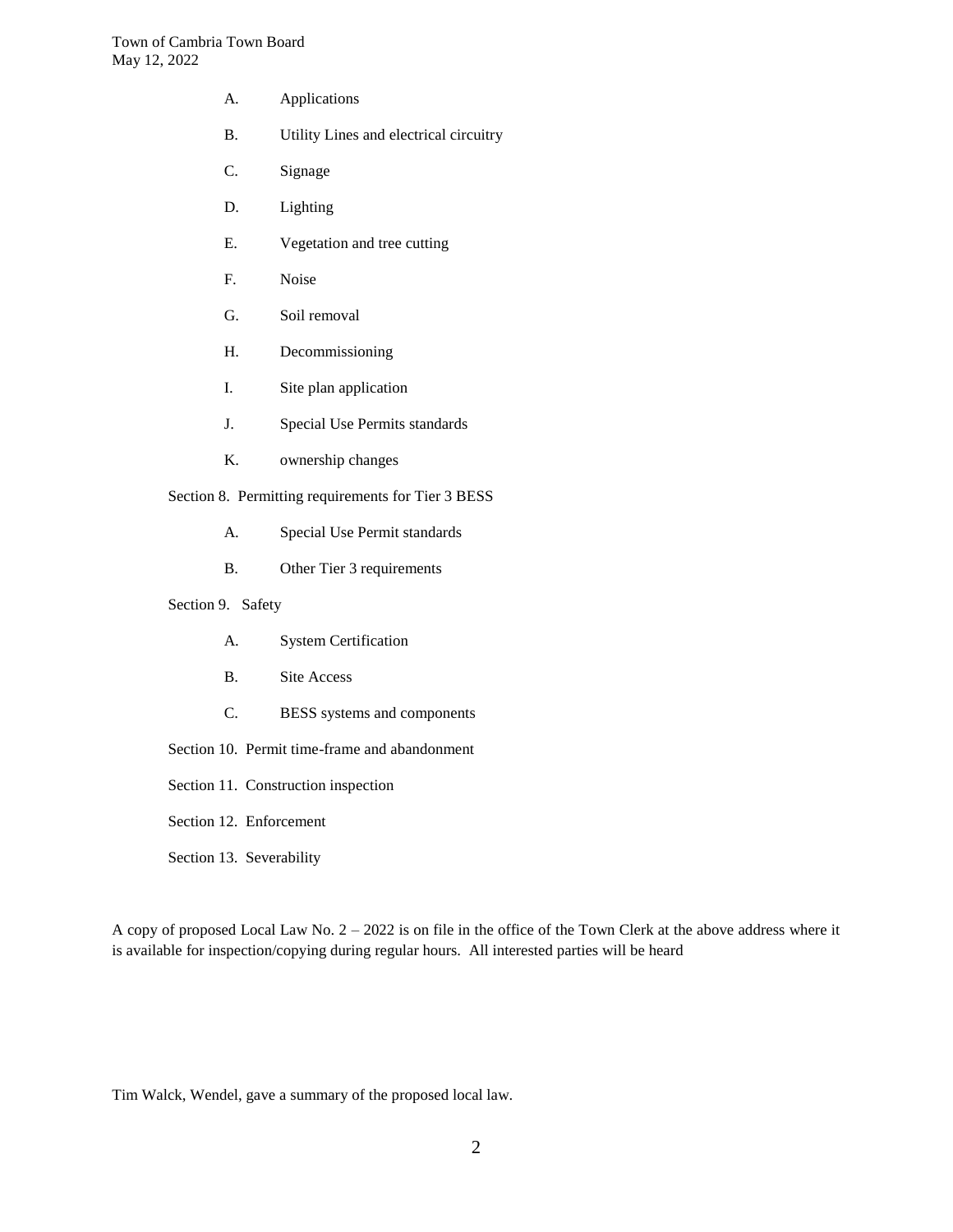A. Applications

B. Utility Lines and electrical circuitry

C. Signage

D. Lighting

E. Vegetation and tree cutting

F. Noise

G. Soil removal

H. Decommissioning

I. Site plan application

J. Special Use Permits standards

K. ownership changes

Section 8. Permitting requirements for Tier 3 BESS

A. Special Use Permit standards

B. Other Tier 3 requirements

Section 9. Safety

A. System Certification

B. Site Access

C. BESS systems and components

Section 10. Permit time-frame and abandonment

Section 11. Construction inspection

Section 12. Enforcement

Section 13. Severability

A copy of proposed Local Law No. 2 – 2022 is on file in the office of the Town Clerk at the above address where it is available for inspection/copying during regular hours. All interested parties will be heard

Tim Walck, Wendel, gave a summary of the proposed local law.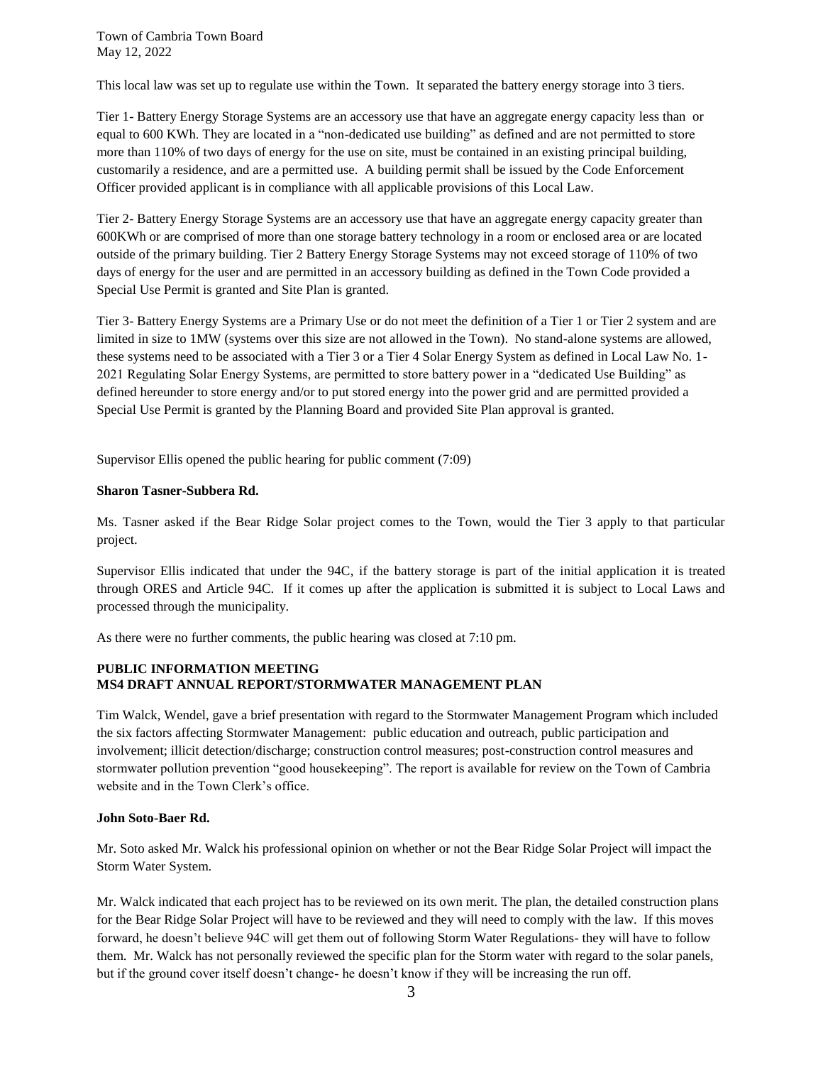This local law was set up to regulate use within the Town. It separated the battery energy storage into 3 tiers.

Tier 1- Battery Energy Storage Systems are an accessory use that have an aggregate energy capacity less than or equal to 600 KWh. They are located in a "non-dedicated use building" as defined and are not permitted to store more than 110% of two days of energy for the use on site, must be contained in an existing principal building, customarily a residence, and are a permitted use. A building permit shall be issued by the Code Enforcement Officer provided applicant is in compliance with all applicable provisions of this Local Law.

Tier 2- Battery Energy Storage Systems are an accessory use that have an aggregate energy capacity greater than 600KWh or are comprised of more than one storage battery technology in a room or enclosed area or are located outside of the primary building. Tier 2 Battery Energy Storage Systems may not exceed storage of 110% of two days of energy for the user and are permitted in an accessory building as defined in the Town Code provided a Special Use Permit is granted and Site Plan is granted.

Tier 3- Battery Energy Systems are a Primary Use or do not meet the definition of a Tier 1 or Tier 2 system and are limited in size to 1MW (systems over this size are not allowed in the Town). No stand-alone systems are allowed, these systems need to be associated with a Tier 3 or a Tier 4 Solar Energy System as defined in Local Law No. 1-2021 Regulating Solar Energy Systems, are permitted to store battery power in a "dedicated Use Building" as defined hereunder to store energy and/or to put stored energy into the power grid and are permitted provided a Special Use Permit is granted by the Planning Board and provided Site Plan approval is granted.

Supervisor Ellis opened the public hearing for public comment (7:09)

**Sharon Tasner-Subbera Rd.**

Ms. Tasner asked if the Bear Ridge Solar project comes to the Town, would the Tier 3 apply to that particular project.

Supervisor Ellis indicated that under the 94C, if the battery storage is part of the initial application it is treated through ORES and Article 94C. If it comes up after the application is submitted it is subject to Local Laws and processed through the municipality.

As there were no further comments, the public hearing was closed at 7:10 pm.

**PUBLIC INFORMATION MEETING**
**MS4 DRAFT ANNUAL REPORT/STORMWATER MANAGEMENT PLAN**

Tim Walck, Wendel, gave a brief presentation with regard to the Stormwater Management Program which included the six factors affecting Stormwater Management: public education and outreach, public participation and involvement; illicit detection/discharge; construction control measures; post-construction control measures and stormwater pollution prevention "good housekeeping". The report is available for review on the Town of Cambria website and in the Town Clerk's office.

**John Soto-Baer Rd.**

Mr. Soto asked Mr. Walck his professional opinion on whether or not the Bear Ridge Solar Project will impact the Storm Water System.

Mr. Walck indicated that each project has to be reviewed on its own merit. The plan, the detailed construction plans for the Bear Ridge Solar Project will have to be reviewed and they will need to comply with the law. If this moves forward, he doesn't believe 94C will get them out of following Storm Water Regulations- they will have to follow them. Mr. Walck has not personally reviewed the specific plan for the Storm water with regard to the solar panels, but if the ground cover itself doesn't change- he doesn't know if they will be increasing the run off.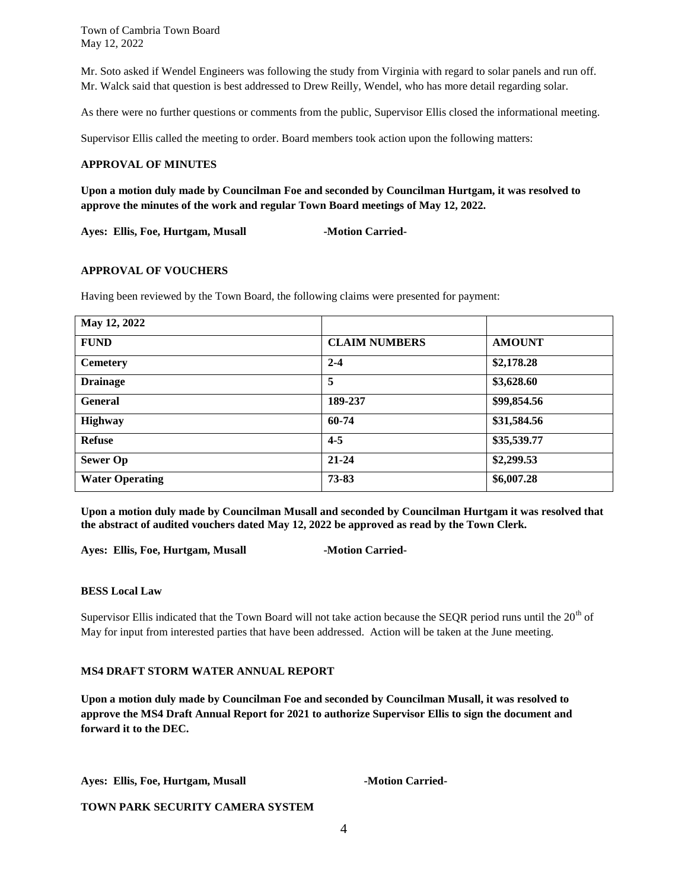Mr. Soto asked if Wendel Engineers was following the study from Virginia with regard to solar panels and run off. Mr. Walck said that question is best addressed to Drew Reilly, Wendel, who has more detail regarding solar.

As there were no further questions or comments from the public, Supervisor Ellis closed the informational meeting.

Supervisor Ellis called the meeting to order. Board members took action upon the following matters:

**APPROVAL OF MINUTES**

**Upon a motion duly made by Councilman Foe and seconded by Councilman Hurtgam, it was resolved to approve the minutes of the work and regular Town Board meetings of May 12, 2022.**

**Ayes: Ellis, Foe, Hurtgam, Musall -Motion Carried-**

**APPROVAL OF VOUCHERS**

Having been reviewed by the Town Board, the following claims were presented for payment:

| May 12, 2022 | | |
|---|---|---|
| **FUND** | **CLAIM NUMBERS** | **AMOUNT** |
| **Cemetery** | **2-4** | **$2,178.28** |
| **Drainage** | **5** | **$3,628.60** |
| **General** | **189-237** | **$99,854.56** |
| **Highway** | **60-74** | **$31,584.56** |
| **Refuse** | **4-5** | **$35,539.77** |
| **Sewer Op** | **21-24** | **$2,299.53** |
| **Water Operating** | **73-83** | **$6,007.28** |

**Upon a motion duly made by Councilman Musall and seconded by Councilman Hurtgam it was resolved that the abstract of audited vouchers dated May 12, 2022 be approved as read by the Town Clerk.**

**Ayes: Ellis, Foe, Hurtgam, Musall -Motion Carried-**

**BESS Local Law**

Supervisor Ellis indicated that the Town Board will not take action because the SEQR period runs until the 20th of May for input from interested parties that have been addressed. Action will be taken at the June meeting.

**MS4 DRAFT STORM WATER ANNUAL REPORT**

**Upon a motion duly made by Councilman Foe and seconded by Councilman Musall, it was resolved to approve the MS4 Draft Annual Report for 2021 to authorize Supervisor Ellis to sign the document and forward it to the DEC.**

**Ayes: Ellis, Foe, Hurtgam, Musall -Motion Carried-**

**TOWN PARK SECURITY CAMERA SYSTEM**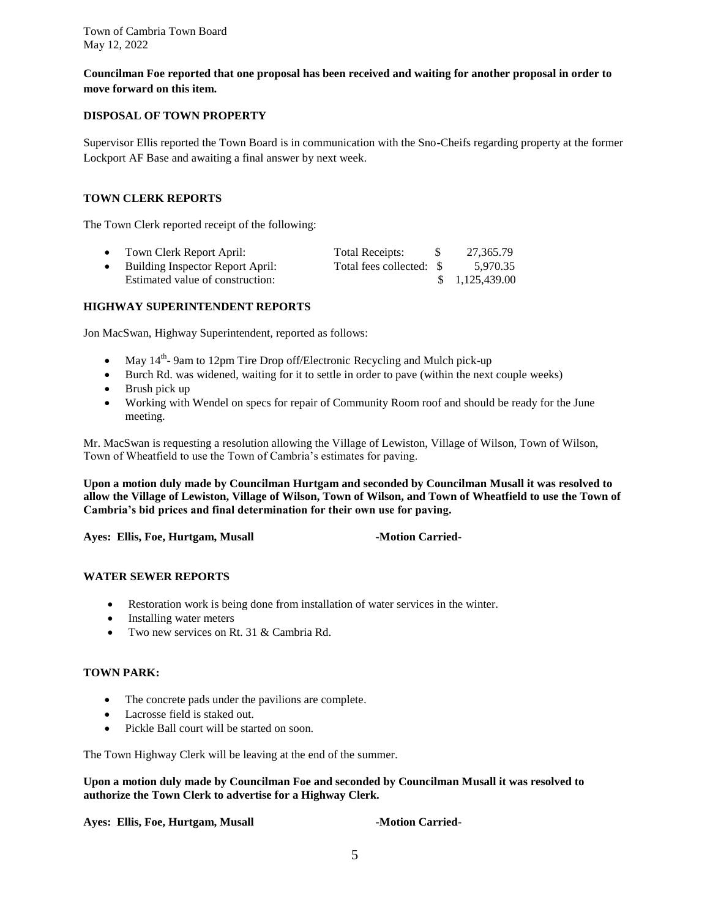**Councilman Foe reported that one proposal has been received and waiting for another proposal in order to move forward on this item.**

## DISPOSAL OF TOWN PROPERTY

Supervisor Ellis reported the Town Board is in communication with the Sno-Cheifs regarding property at the former Lockport AF Base and awaiting a final answer by next week.

## TOWN CLERK REPORTS

The Town Clerk reported receipt of the following:

| | | |
|---|---|---|
| • Town Clerk Report April: | Total Receipts: | $ 27,365.79 |
| • Building Inspector Report April: | Total fees collected: | $ 5,970.35 |
| Estimated value of construction: | | $ 1,125,439.00 |

## HIGHWAY SUPERINTENDENT REPORTS

Jon MacSwan, Highway Superintendent, reported as follows:

- May 14th- 9am to 12pm Tire Drop off/Electronic Recycling and Mulch pick-up
- Burch Rd. was widened, waiting for it to settle in order to pave (within the next couple weeks)
- Brush pick up
- Working with Wendel on specs for repair of Community Room roof and should be ready for the June meeting.

Mr. MacSwan is requesting a resolution allowing the Village of Lewiston, Village of Wilson, Town of Wilson, Town of Wheatfield to use the Town of Cambria's estimates for paving.

**Upon a motion duly made by Councilman Hurtgam and seconded by Councilman Musall it was resolved to allow the Village of Lewiston, Village of Wilson, Town of Wilson, and Town of Wheatfield to use the Town of Cambria's bid prices and final determination for their own use for paving.**

**Ayes: Ellis, Foe, Hurtgam, Musall -Motion Carried-**

## WATER SEWER REPORTS

- Restoration work is being done from installation of water services in the winter.
- Installing water meters
- Two new services on Rt. 31 & Cambria Rd.

## TOWN PARK:

- The concrete pads under the pavilions are complete.
- Lacrosse field is staked out.
- Pickle Ball court will be started on soon.

The Town Highway Clerk will be leaving at the end of the summer.

**Upon a motion duly made by Councilman Foe and seconded by Councilman Musall it was resolved to authorize the Town Clerk to advertise for a Highway Clerk.**

**Ayes: Ellis, Foe, Hurtgam, Musall -Motion Carried-**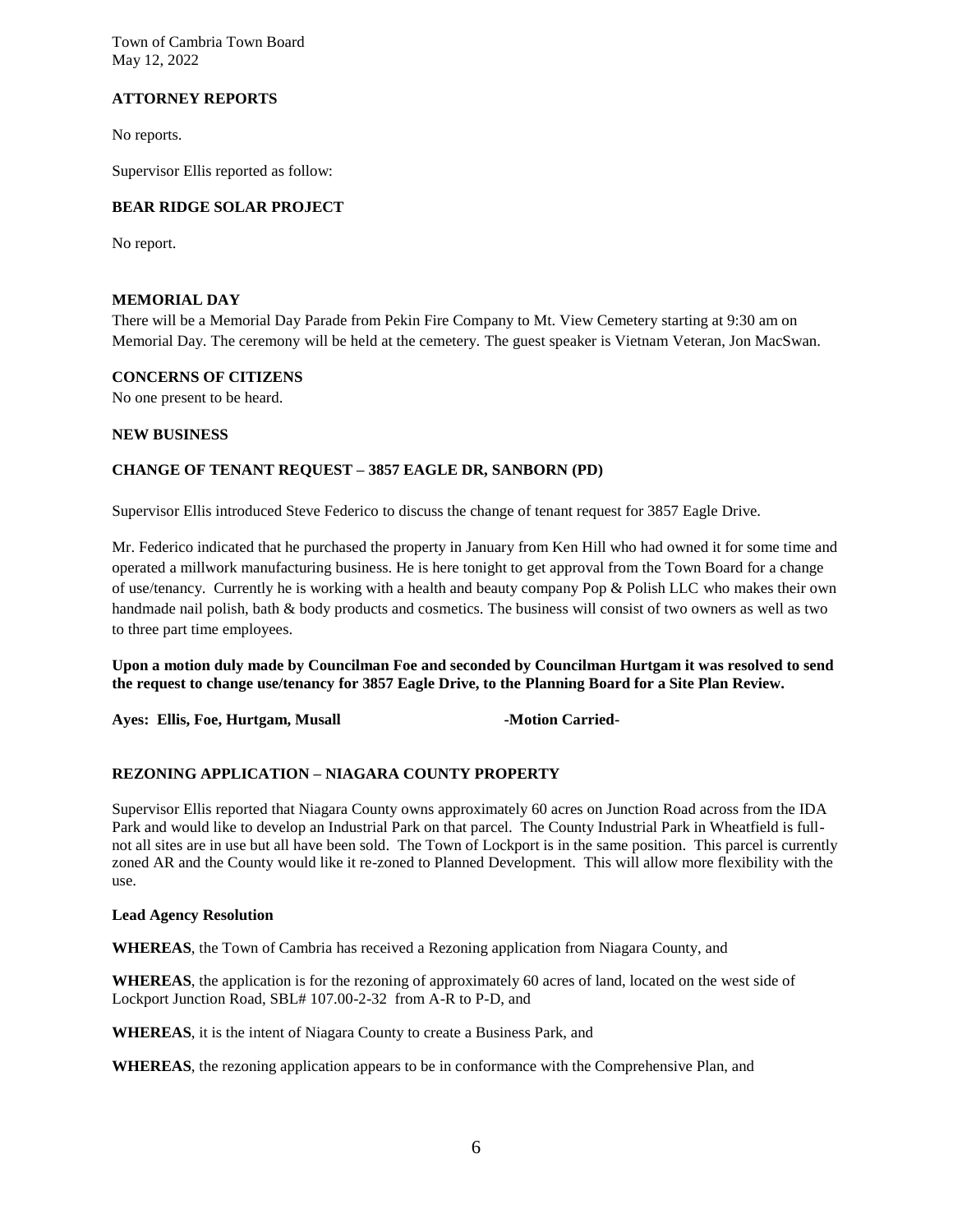## ATTORNEY REPORTS

No reports.

Supervisor Ellis reported as follow:

## BEAR RIDGE SOLAR PROJECT

No report.

## MEMORIAL DAY

There will be a Memorial Day Parade from Pekin Fire Company to Mt. View Cemetery starting at 9:30 am on Memorial Day. The ceremony will be held at the cemetery. The guest speaker is Vietnam Veteran, Jon MacSwan.

## CONCERNS OF CITIZENS

No one present to be heard.

## NEW BUSINESS

## CHANGE OF TENANT REQUEST – 3857 EAGLE DR, SANBORN (PD)

Supervisor Ellis introduced Steve Federico to discuss the change of tenant request for 3857 Eagle Drive.

Mr. Federico indicated that he purchased the property in January from Ken Hill who had owned it for some time and operated a millwork manufacturing business. He is here tonight to get approval from the Town Board for a change of use/tenancy. Currently he is working with a health and beauty company Pop & Polish LLC who makes their own handmade nail polish, bath & body products and cosmetics. The business will consist of two owners as well as two to three part time employees.

**Upon a motion duly made by Councilman Foe and seconded by Councilman Hurtgam it was resolved to send the request to change use/tenancy for 3857 Eagle Drive, to the Planning Board for a Site Plan Review.**

**Ayes: Ellis, Foe, Hurtgam, Musall** **-Motion Carried-**

## REZONING APPLICATION – NIAGARA COUNTY PROPERTY

Supervisor Ellis reported that Niagara County owns approximately 60 acres on Junction Road across from the IDA Park and would like to develop an Industrial Park on that parcel. The County Industrial Park in Wheatfield is full-not all sites are in use but all have been sold. The Town of Lockport is in the same position. This parcel is currently zoned AR and the County would like it re-zoned to Planned Development. This will allow more flexibility with the use.

**Lead Agency Resolution**

**WHEREAS**, the Town of Cambria has received a Rezoning application from Niagara County, and

**WHEREAS**, the application is for the rezoning of approximately 60 acres of land, located on the west side of Lockport Junction Road, SBL# 107.00-2-32 from A-R to P-D, and

**WHEREAS**, it is the intent of Niagara County to create a Business Park, and

**WHEREAS**, the rezoning application appears to be in conformance with the Comprehensive Plan, and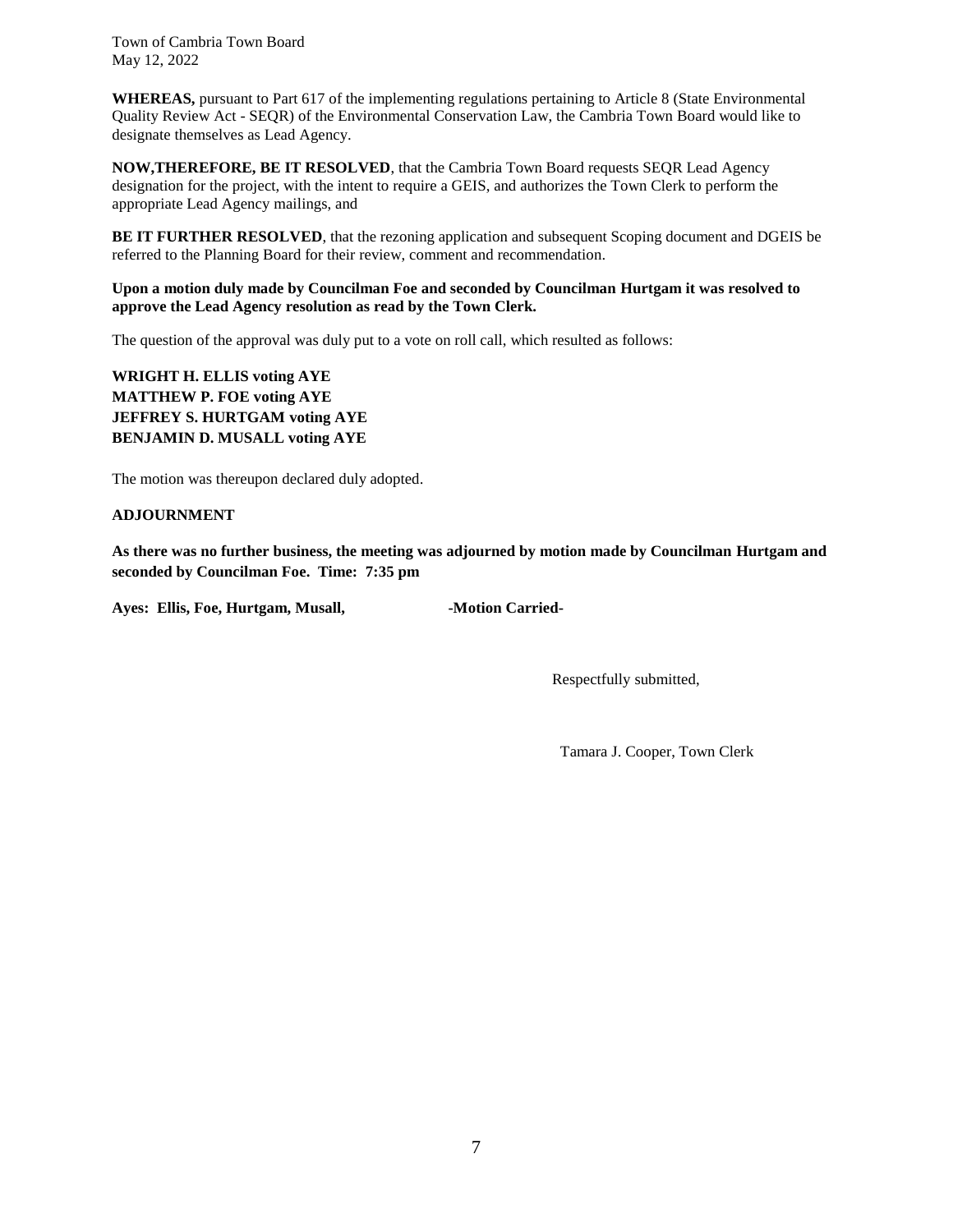**WHEREAS,** pursuant to Part 617 of the implementing regulations pertaining to Article 8 (State Environmental Quality Review Act - SEQR) of the Environmental Conservation Law, the Cambria Town Board would like to designate themselves as Lead Agency.

**NOW,THEREFORE, BE IT RESOLVED**, that the Cambria Town Board requests SEQR Lead Agency designation for the project, with the intent to require a GEIS, and authorizes the Town Clerk to perform the appropriate Lead Agency mailings, and

**BE IT FURTHER RESOLVED**, that the rezoning application and subsequent Scoping document and DGEIS be referred to the Planning Board for their review, comment and recommendation.

**Upon a motion duly made by Councilman Foe and seconded by Councilman Hurtgam it was resolved to approve the Lead Agency resolution as read by the Town Clerk.**

The question of the approval was duly put to a vote on roll call, which resulted as follows:

**WRIGHT H. ELLIS voting AYE**
**MATTHEW P. FOE voting AYE**
**JEFFREY S. HURTGAM voting AYE**
**BENJAMIN D. MUSALL voting AYE**

The motion was thereupon declared duly adopted.

**ADJOURNMENT**

**As there was no further business, the meeting was adjourned by motion made by Councilman Hurtgam and seconded by Councilman Foe. Time: 7:35 pm**

**Ayes: Ellis, Foe, Hurtgam, Musall, -Motion Carried-**

Respectfully submitted,

Tamara J. Cooper, Town Clerk